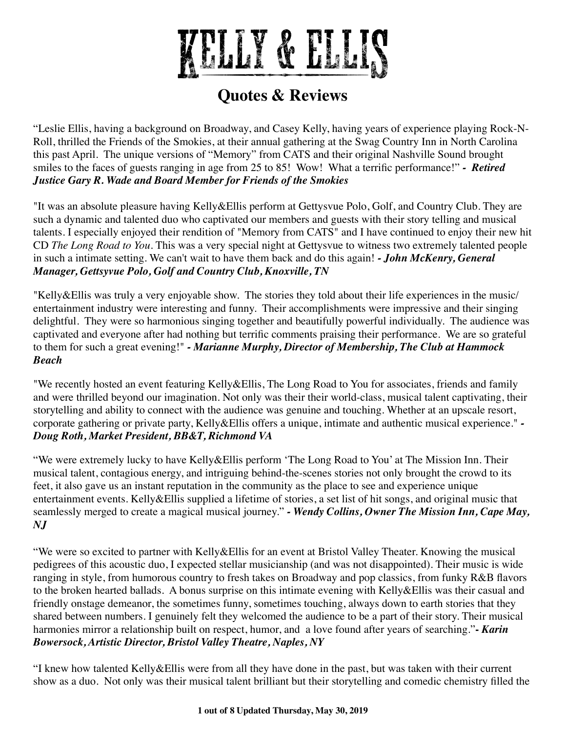# KELLY & ELLIS

## Quotes & Reviews

"Leslie Ellis, having a background on Broadway, and Casey Kelly, having years of experience playing Rock-N-Roll, thrilled the Friends of the Smokies, at their annual gathering at the Swag Country Inn in North Carolina this past April. The unique versions of "Memory" from CATS and their original Nashville Sound brought smiles to the faces of guests ranging in age from 25 to 85! Wow! What a terrific performance!" ***- Retired Justice Gary R. Wade and Board Member for Friends of the Smokies***

"It was an absolute pleasure having Kelly&Ellis perform at Gettysvue Polo, Golf, and Country Club. They are such a dynamic and talented duo who captivated our members and guests with their story telling and musical talents. I especially enjoyed their rendition of "Memory from CATS" and I have continued to enjoy their new hit CD *The Long Road to You*. This was a very special night at Gettysvue to witness two extremely talented people in such a intimate setting. We can't wait to have them back and do this again! ***- John McKenry, General Manager, Gettsyvue Polo, Golf and Country Club, Knoxville, TN***

"Kelly&Ellis was truly a very enjoyable show. The stories they told about their life experiences in the music/entertainment industry were interesting and funny. Their accomplishments were impressive and their singing delightful. They were so harmonious singing together and beautifully powerful individually. The audience was captivated and everyone after had nothing but terrific comments praising their performance. We are so grateful to them for such a great evening!" ***- Marianne Murphy, Director of Membership, The Club at Hammock Beach***

"We recently hosted an event featuring Kelly&Ellis, The Long Road to You for associates, friends and family and were thrilled beyond our imagination. Not only was their their world-class, musical talent captivating, their storytelling and ability to connect with the audience was genuine and touching. Whether at an upscale resort, corporate gathering or private party, Kelly&Ellis offers a unique, intimate and authentic musical experience." ***- Doug Roth, Market President, BB&T, Richmond VA***

"We were extremely lucky to have Kelly&Ellis perform 'The Long Road to You' at The Mission Inn. Their musical talent, contagious energy, and intriguing behind-the-scenes stories not only brought the crowd to its feet, it also gave us an instant reputation in the community as the place to see and experience unique entertainment events. Kelly&Ellis supplied a lifetime of stories, a set list of hit songs, and original music that seamlessly merged to create a magical musical journey." ***- Wendy Collins, Owner The Mission Inn, Cape May, NJ***

"We were so excited to partner with Kelly&Ellis for an event at Bristol Valley Theater. Knowing the musical pedigrees of this acoustic duo, I expected stellar musicianship (and was not disappointed). Their music is wide ranging in style, from humorous country to fresh takes on Broadway and pop classics, from funky R&B flavors to the broken hearted ballads. A bonus surprise on this intimate evening with Kelly&Ellis was their casual and friendly onstage demeanor, the sometimes funny, sometimes touching, always down to earth stories that they shared between numbers. I genuinely felt they welcomed the audience to be a part of their story. Their musical harmonies mirror a relationship built on respect, humor, and a love found after years of searching."***- Karin Bowersock, Artistic Director, Bristol Valley Theatre, Naples, NY***

"I knew how talented Kelly&Ellis were from all they have done in the past, but was taken with their current show as a duo. Not only was their musical talent brilliant but their storytelling and comedic chemistry filled the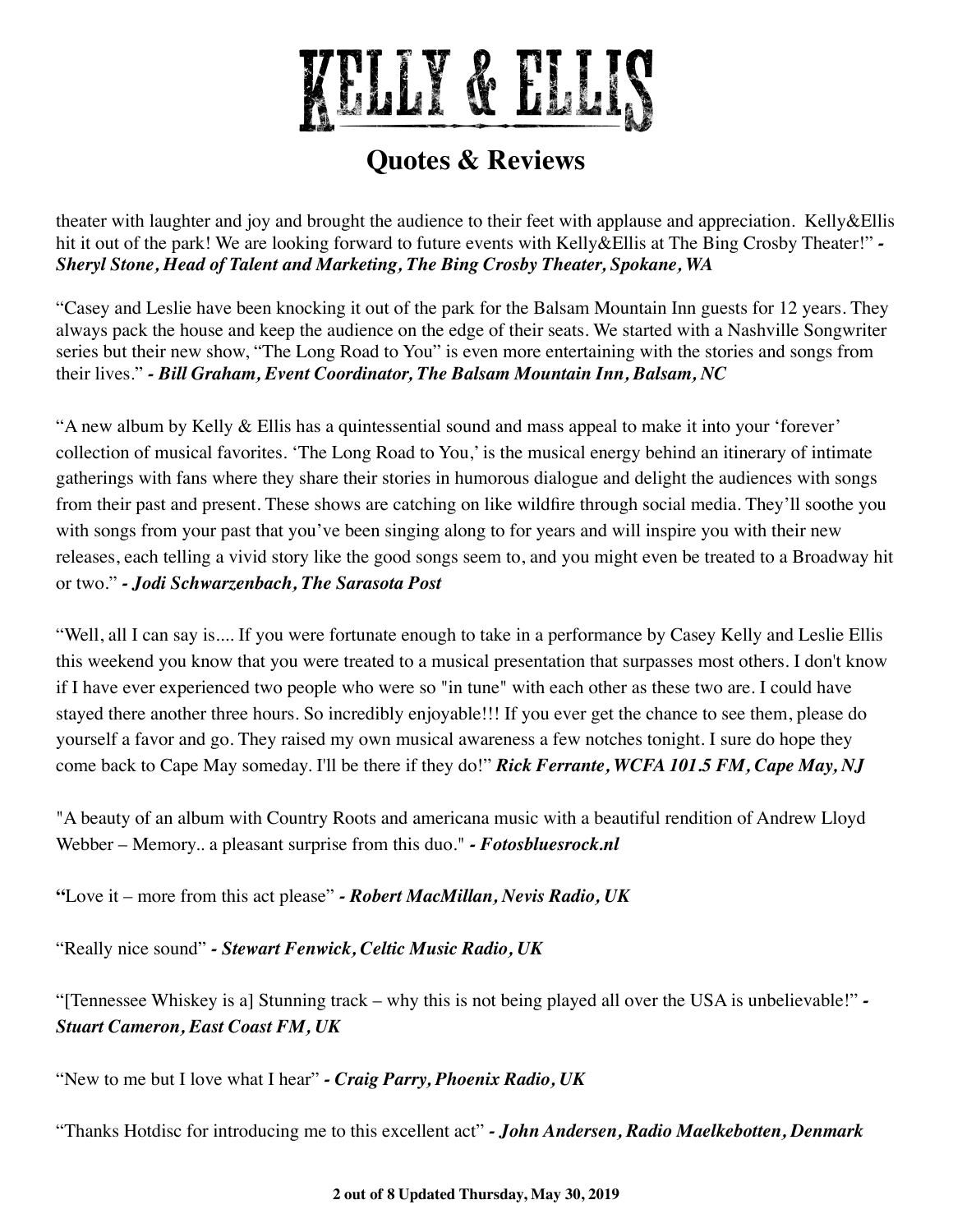# KELLY & ELLIS

## Quotes & Reviews

theater with laughter and joy and brought the audience to their feet with applause and appreciation. Kelly&Ellis hit it out of the park! We are looking forward to future events with Kelly&Ellis at The Bing Crosby Theater!" ***- Sheryl Stone, Head of Talent and Marketing, The Bing Crosby Theater, Spokane, WA***

"Casey and Leslie have been knocking it out of the park for the Balsam Mountain Inn guests for 12 years. They always pack the house and keep the audience on the edge of their seats. We started with a Nashville Songwriter series but their new show, "The Long Road to You" is even more entertaining with the stories and songs from their lives." ***- Bill Graham, Event Coordinator, The Balsam Mountain Inn, Balsam, NC***

"A new album by Kelly & Ellis has a quintessential sound and mass appeal to make it into your 'forever' collection of musical favorites. 'The Long Road to You,' is the musical energy behind an itinerary of intimate gatherings with fans where they share their stories in humorous dialogue and delight the audiences with songs from their past and present. These shows are catching on like wildfire through social media. They'll soothe you with songs from your past that you've been singing along to for years and will inspire you with their new releases, each telling a vivid story like the good songs seem to, and you might even be treated to a Broadway hit or two." ***- Jodi Schwarzenbach, The Sarasota Post***

"Well, all I can say is.... If you were fortunate enough to take in a performance by Casey Kelly and Leslie Ellis this weekend you know that you were treated to a musical presentation that surpasses most others. I don't know if I have ever experienced two people who were so "in tune" with each other as these two are. I could have stayed there another three hours. So incredibly enjoyable!!! If you ever get the chance to see them, please do yourself a favor and go. They raised my own musical awareness a few notches tonight. I sure do hope they come back to Cape May someday. I'll be there if they do!" ***Rick Ferrante, WCFA 101.5 FM, Cape May, NJ***

"A beauty of an album with Country Roots and americana music with a beautiful rendition of Andrew Lloyd Webber – Memory.. a pleasant surprise from this duo." ***- Fotosbluesrock.nl***

**"**Love it – more from this act please" ***- Robert MacMillan, Nevis Radio, UK***

"Really nice sound" ***- Stewart Fenwick, Celtic Music Radio, UK***

"[Tennessee Whiskey is a] Stunning track – why this is not being played all over the USA is unbelievable!" ***- Stuart Cameron, East Coast FM, UK***

"New to me but I love what I hear" ***- Craig Parry, Phoenix Radio, UK***

"Thanks Hotdisc for introducing me to this excellent act" ***- John Andersen, Radio Maelkebotten, Denmark***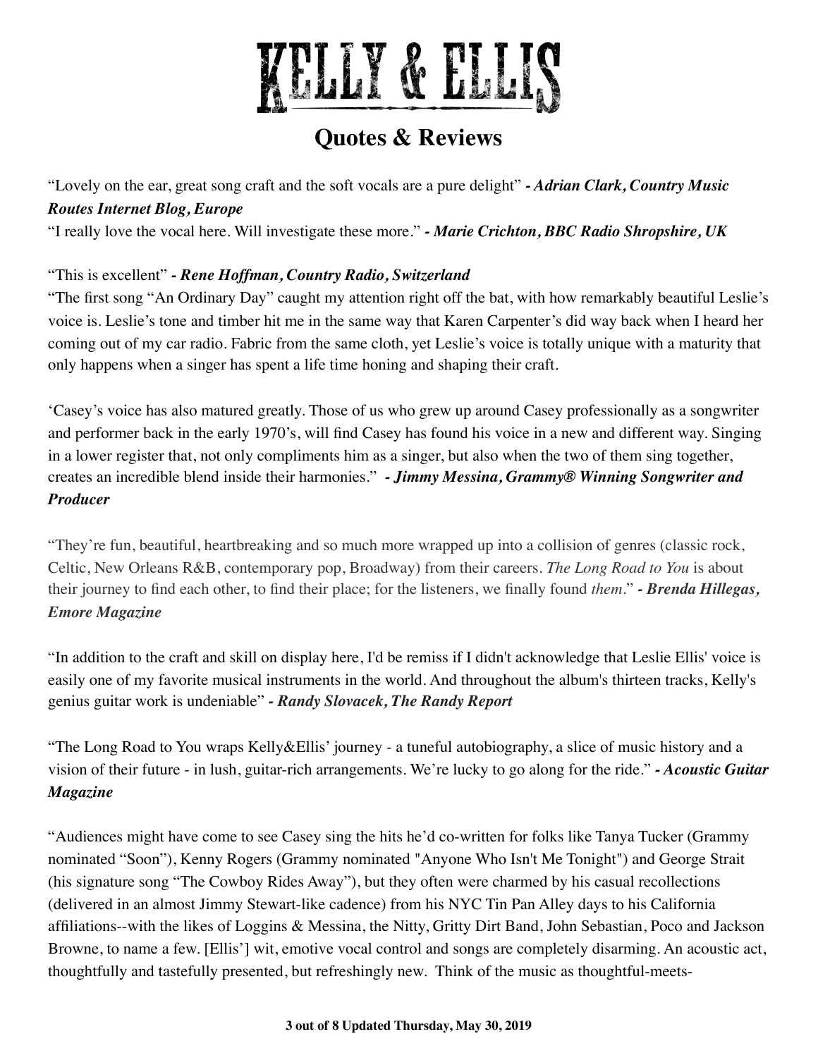# KELLY & ELLIS

## Quotes & Reviews

"Lovely on the ear, great song craft and the soft vocals are a pure delight" ***- Adrian Clark, Country Music Routes Internet Blog, Europe***

"I really love the vocal here. Will investigate these more." ***- Marie Crichton, BBC Radio Shropshire, UK***

"This is excellent" ***- Rene Hoffman, Country Radio, Switzerland***

"The first song "An Ordinary Day" caught my attention right off the bat, with how remarkably beautiful Leslie's voice is. Leslie's tone and timber hit me in the same way that Karen Carpenter's did way back when I heard her coming out of my car radio. Fabric from the same cloth, yet Leslie's voice is totally unique with a maturity that only happens when a singer has spent a life time honing and shaping their craft.

'Casey's voice has also matured greatly. Those of us who grew up around Casey professionally as a songwriter and performer back in the early 1970's, will find Casey has found his voice in a new and different way. Singing in a lower register that, not only compliments him as a singer, but also when the two of them sing together, creates an incredible blend inside their harmonies." ***- Jimmy Messina, Grammy® Winning Songwriter and Producer***

"They're fun, beautiful, heartbreaking and so much more wrapped up into a collision of genres (classic rock, Celtic, New Orleans R&B, contemporary pop, Broadway) from their careers. *The Long Road to You* is about their journey to find each other, to find their place; for the listeners, we finally found *them*." ***- Brenda Hillegas, Emore Magazine***

"In addition to the craft and skill on display here, I'd be remiss if I didn't acknowledge that Leslie Ellis' voice is easily one of my favorite musical instruments in the world. And throughout the album's thirteen tracks, Kelly's genius guitar work is undeniable" ***- Randy Slovacek, The Randy Report***

"The Long Road to You wraps Kelly&Ellis' journey - a tuneful autobiography, a slice of music history and a vision of their future - in lush, guitar-rich arrangements. We're lucky to go along for the ride." ***- Acoustic Guitar Magazine***

"Audiences might have come to see Casey sing the hits he'd co-written for folks like Tanya Tucker (Grammy nominated "Soon"), Kenny Rogers (Grammy nominated "Anyone Who Isn't Me Tonight") and George Strait (his signature song "The Cowboy Rides Away"), but they often were charmed by his casual recollections (delivered in an almost Jimmy Stewart-like cadence) from his NYC Tin Pan Alley days to his California affiliations--with the likes of Loggins & Messina, the Nitty, Gritty Dirt Band, John Sebastian, Poco and Jackson Browne, to name a few. [Ellis'] wit, emotive vocal control and songs are completely disarming. An acoustic act, thoughtfully and tastefully presented, but refreshingly new. Think of the music as thoughtful-meets-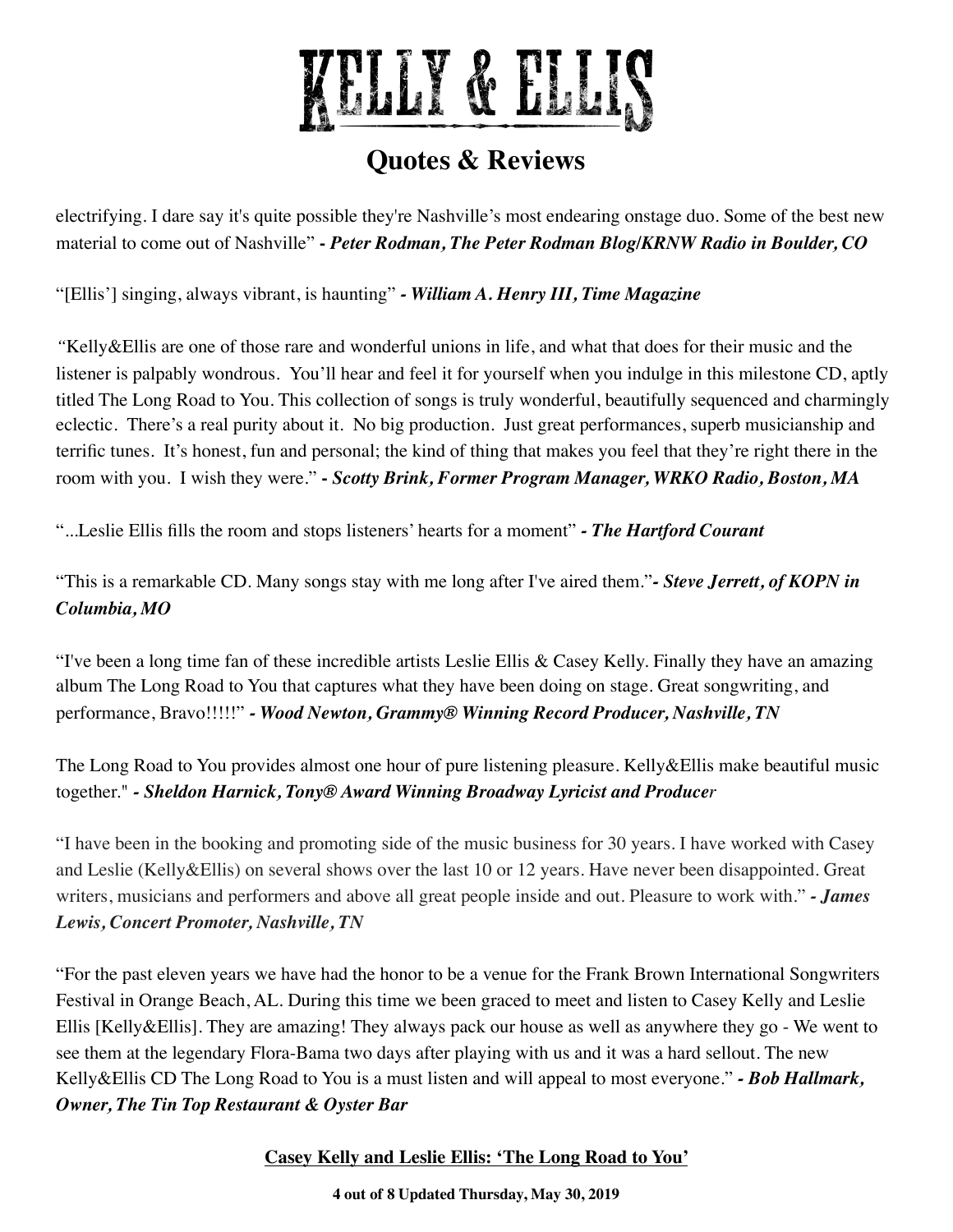# KELLY & ELLIS

## Quotes & Reviews

electrifying. I dare say it's quite possible they're Nashville's most endearing onstage duo. Some of the best new material to come out of Nashville" ***- Peter Rodman, The Peter Rodman Blog/KRNW Radio in Boulder, CO***

"[Ellis'] singing, always vibrant, is haunting" ***- William A. Henry III, Time Magazine***

"Kelly&Ellis are one of those rare and wonderful unions in life, and what that does for their music and the listener is palpably wondrous. You'll hear and feel it for yourself when you indulge in this milestone CD, aptly titled The Long Road to You. This collection of songs is truly wonderful, beautifully sequenced and charmingly eclectic. There's a real purity about it. No big production. Just great performances, superb musicianship and terrific tunes. It's honest, fun and personal; the kind of thing that makes you feel that they're right there in the room with you. I wish they were." ***- Scotty Brink, Former Program Manager, WRKO Radio, Boston, MA***

"...Leslie Ellis fills the room and stops listeners' hearts for a moment" ***- The Hartford Courant***

"This is a remarkable CD. Many songs stay with me long after I've aired them."***- Steve Jerrett, of KOPN in Columbia, MO***

"I've been a long time fan of these incredible artists Leslie Ellis & Casey Kelly. Finally they have an amazing album The Long Road to You that captures what they have been doing on stage. Great songwriting, and performance, Bravo!!!!!" ***- Wood Newton, Grammy® Winning Record Producer, Nashville, TN***

The Long Road to You provides almost one hour of pure listening pleasure. Kelly&Ellis make beautiful music together." ***- Sheldon Harnick, Tony® Award Winning Broadway Lyricist and Producer***

"I have been in the booking and promoting side of the music business for 30 years. I have worked with Casey and Leslie (Kelly&Ellis) on several shows over the last 10 or 12 years. Have never been disappointed. Great writers, musicians and performers and above all great people inside and out. Pleasure to work with." ***- James Lewis, Concert Promoter, Nashville, TN***

"For the past eleven years we have had the honor to be a venue for the Frank Brown International Songwriters Festival in Orange Beach, AL. During this time we been graced to meet and listen to Casey Kelly and Leslie Ellis [Kelly&Ellis]. They are amazing! They always pack our house as well as anywhere they go - We went to see them at the legendary Flora-Bama two days after playing with us and it was a hard sellout. The new Kelly&Ellis CD The Long Road to You is a must listen and will appeal to most everyone." ***- Bob Hallmark, Owner, The Tin Top Restaurant & Oyster Bar***

**Casey Kelly and Leslie Ellis: 'The Long Road to You'**

**Updated Thursday, May 30, 2019**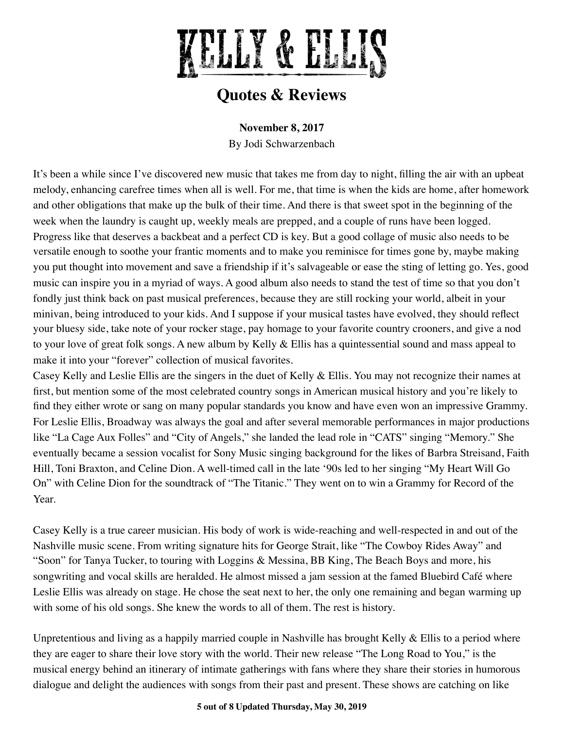# KELLY & ELLIS

## Quotes & Reviews

**November 8, 2017**
By Jodi Schwarzenbach

It's been a while since I've discovered new music that takes me from day to night, filling the air with an upbeat melody, enhancing carefree times when all is well. For me, that time is when the kids are home, after homework and other obligations that make up the bulk of their time. And there is that sweet spot in the beginning of the week when the laundry is caught up, weekly meals are prepped, and a couple of runs have been logged. Progress like that deserves a backbeat and a perfect CD is key. But a good collage of music also needs to be versatile enough to soothe your frantic moments and to make you reminisce for times gone by, maybe making you put thought into movement and save a friendship if it's salvageable or ease the sting of letting go. Yes, good music can inspire you in a myriad of ways. A good album also needs to stand the test of time so that you don't fondly just think back on past musical preferences, because they are still rocking your world, albeit in your minivan, being introduced to your kids. And I suppose if your musical tastes have evolved, they should reflect your bluesy side, take note of your rocker stage, pay homage to your favorite country crooners, and give a nod to your love of great folk songs. A new album by Kelly & Ellis has a quintessential sound and mass appeal to make it into your "forever" collection of musical favorites.

Casey Kelly and Leslie Ellis are the singers in the duet of Kelly & Ellis. You may not recognize their names at first, but mention some of the most celebrated country songs in American musical history and you're likely to find they either wrote or sang on many popular standards you know and have even won an impressive Grammy. For Leslie Ellis, Broadway was always the goal and after several memorable performances in major productions like "La Cage Aux Folles" and "City of Angels," she landed the lead role in "CATS" singing "Memory." She eventually became a session vocalist for Sony Music singing background for the likes of Barbra Streisand, Faith Hill, Toni Braxton, and Celine Dion. A well-timed call in the late '90s led to her singing "My Heart Will Go On" with Celine Dion for the soundtrack of "The Titanic." They went on to win a Grammy for Record of the Year.

Casey Kelly is a true career musician. His body of work is wide-reaching and well-respected in and out of the Nashville music scene. From writing signature hits for George Strait, like "The Cowboy Rides Away" and "Soon" for Tanya Tucker, to touring with Loggins & Messina, BB King, The Beach Boys and more, his songwriting and vocal skills are heralded. He almost missed a jam session at the famed Bluebird Café where Leslie Ellis was already on stage. He chose the seat next to her, the only one remaining and began warming up with some of his old songs. She knew the words to all of them. The rest is history.

Unpretentious and living as a happily married couple in Nashville has brought Kelly & Ellis to a period where they are eager to share their love story with the world. Their new release "The Long Road to You," is the musical energy behind an itinerary of intimate gatherings with fans where they share their stories in humorous dialogue and delight the audiences with songs from their past and present. These shows are catching on like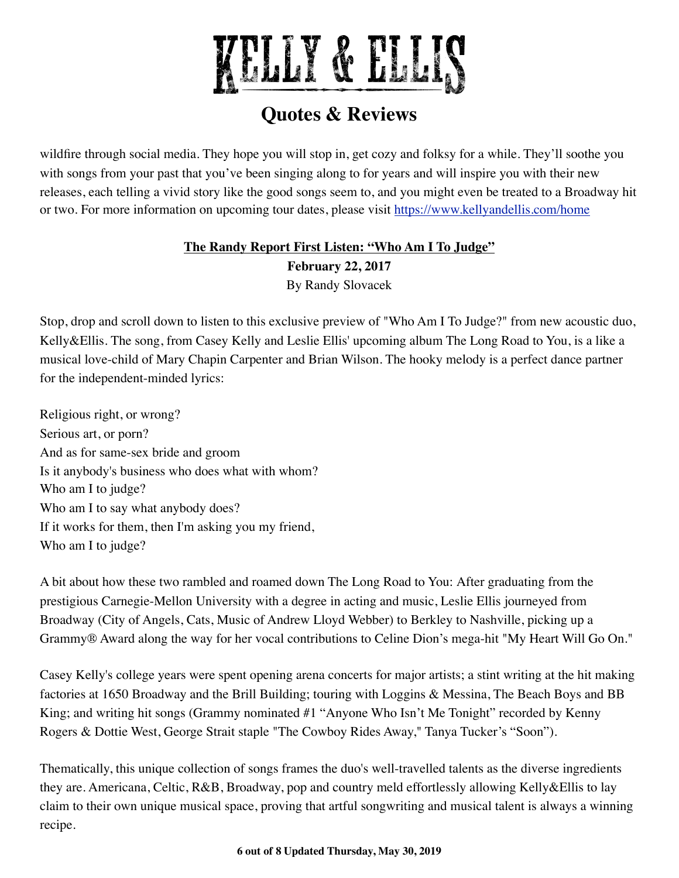wildfire through social media. They hope you will stop in, get cozy and folksy for a while. They'll soothe you with songs from your past that you've been singing along to for years and will inspire you with their new releases, each telling a vivid story like the good songs seem to, and you might even be treated to a Broadway hit or two. For more information on upcoming tour dates, please visit [https://www.kellyandellis.com/home](https://www.kellyandellis.com/home)

**The Randy Report First Listen: "Who Am I To Judge"**

**February 22, 2017**

By Randy Slovacek

Stop, drop and scroll down to listen to this exclusive preview of "Who Am I To Judge?" from new acoustic duo, Kelly&Ellis. The song, from Casey Kelly and Leslie Ellis' upcoming album The Long Road to You, is a like a musical love-child of Mary Chapin Carpenter and Brian Wilson. The hooky melody is a perfect dance partner for the independent-minded lyrics:

Religious right, or wrong?
Serious art, or porn?
And as for same-sex bride and groom
Is it anybody's business who does what with whom?
Who am I to judge?
Who am I to say what anybody does?
If it works for them, then I'm asking you my friend,
Who am I to judge?

A bit about how these two rambled and roamed down The Long Road to You: After graduating from the prestigious Carnegie-Mellon University with a degree in acting and music, Leslie Ellis journeyed from Broadway (City of Angels, Cats, Music of Andrew Lloyd Webber) to Berkley to Nashville, picking up a Grammy® Award along the way for her vocal contributions to Celine Dion's mega-hit "My Heart Will Go On."

Casey Kelly's college years were spent opening arena concerts for major artists; a stint writing at the hit making factories at 1650 Broadway and the Brill Building; touring with Loggins & Messina, The Beach Boys and BB King; and writing hit songs (Grammy nominated #1 "Anyone Who Isn't Me Tonight" recorded by Kenny Rogers & Dottie West, George Strait staple "The Cowboy Rides Away," Tanya Tucker's "Soon").

Thematically, this unique collection of songs frames the duo's well-travelled talents as the diverse ingredients they are. Americana, Celtic, R&B, Broadway, pop and country meld effortlessly allowing Kelly&Ellis to lay claim to their own unique musical space, proving that artful songwriting and musical talent is always a winning recipe.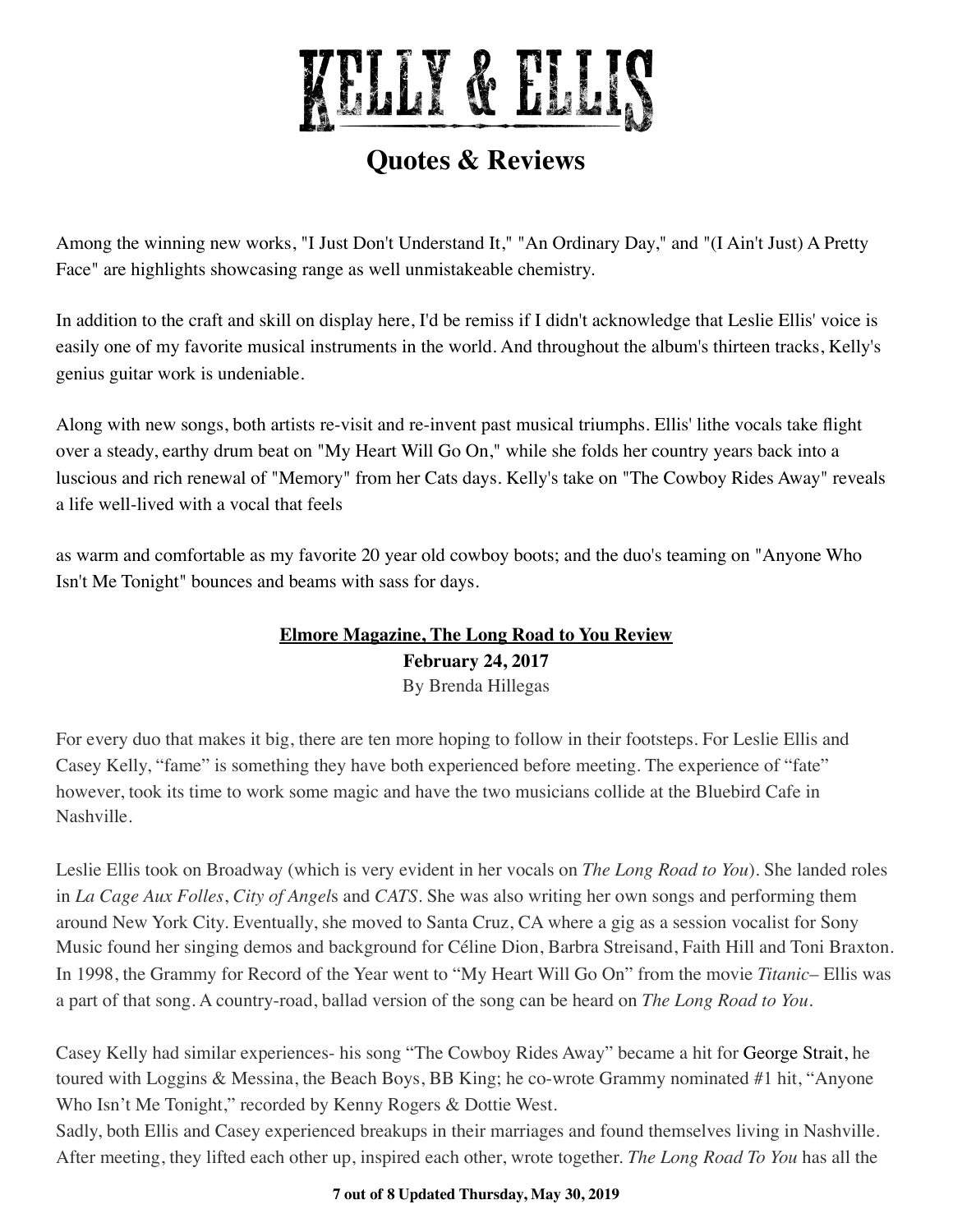# KELLY & ELLIS

## Quotes & Reviews

Among the winning new works, "I Just Don't Understand It," "An Ordinary Day," and "(I Ain't Just) A Pretty Face" are highlights showcasing range as well unmistakeable chemistry.

In addition to the craft and skill on display here, I'd be remiss if I didn't acknowledge that Leslie Ellis' voice is easily one of my favorite musical instruments in the world. And throughout the album's thirteen tracks, Kelly's genius guitar work is undeniable.

Along with new songs, both artists re-visit and re-invent past musical triumphs. Ellis' lithe vocals take flight over a steady, earthy drum beat on "My Heart Will Go On," while she folds her country years back into a luscious and rich renewal of "Memory" from her Cats days. Kelly's take on "The Cowboy Rides Away" reveals a life well-lived with a vocal that feels

as warm and comfortable as my favorite 20 year old cowboy boots; and the duo's teaming on "Anyone Who Isn't Me Tonight" bounces and beams with sass for days.

**Elmore Magazine, The Long Road to You Review**
**February 24, 2017**
By Brenda Hillegas

For every duo that makes it big, there are ten more hoping to follow in their footsteps. For Leslie Ellis and Casey Kelly, "fame" is something they have both experienced before meeting. The experience of "fate" however, took its time to work some magic and have the two musicians collide at the Bluebird Cafe in Nashville.

Leslie Ellis took on Broadway (which is very evident in her vocals on *The Long Road to You*). She landed roles in *La Cage Aux Folles*, *City of Angel*s and *CATS*. She was also writing her own songs and performing them around New York City. Eventually, she moved to Santa Cruz, CA where a gig as a session vocalist for Sony Music found her singing demos and background for Céline Dion, Barbra Streisand, Faith Hill and Toni Braxton. In 1998, the Grammy for Record of the Year went to "My Heart Will Go On" from the movie *Titanic*– Ellis was a part of that song. A country-road, ballad version of the song can be heard on *The Long Road to You*.

Casey Kelly had similar experiences- his song "The Cowboy Rides Away" became a hit for George Strait, he toured with Loggins & Messina, the Beach Boys, BB King; he co-wrote Grammy nominated #1 hit, "Anyone Who Isn't Me Tonight," recorded by Kenny Rogers & Dottie West.
Sadly, both Ellis and Casey experienced breakups in their marriages and found themselves living in Nashville. After meeting, they lifted each other up, inspired each other, wrote together. *The Long Road To You* has all the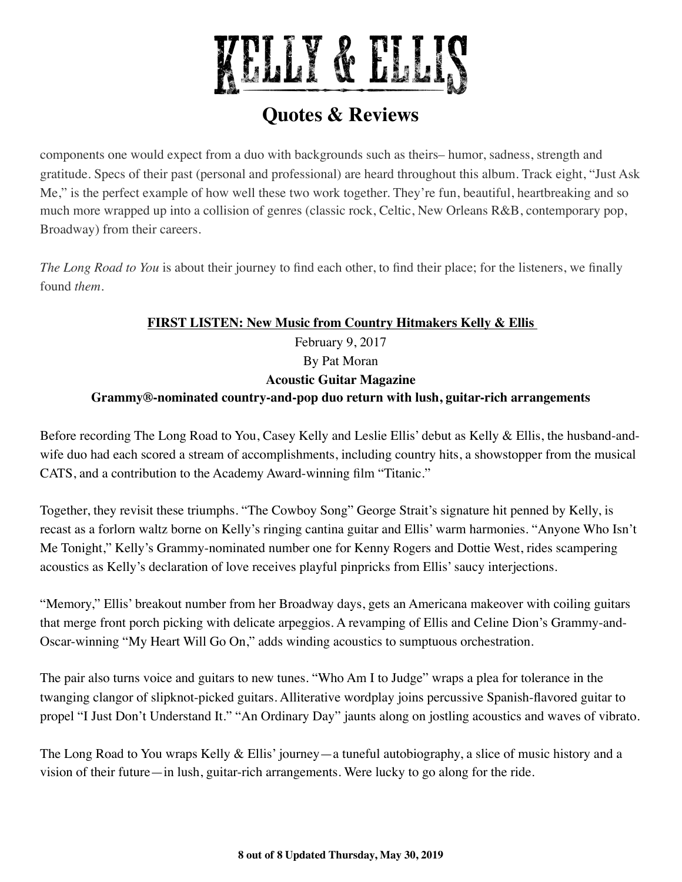components one would expect from a duo with backgrounds such as theirs– humor, sadness, strength and gratitude. Specs of their past (personal and professional) are heard throughout this album. Track eight, "Just Ask Me," is the perfect example of how well these two work together. They're fun, beautiful, heartbreaking and so much more wrapped up into a collision of genres (classic rock, Celtic, New Orleans R&B, contemporary pop, Broadway) from their careers.

*The Long Road to You* is about their journey to find each other, to find their place; for the listeners, we finally found *them*.

**FIRST LISTEN: New Music from Country Hitmakers Kelly & Ellis**

February 9, 2017

By Pat Moran

**Acoustic Guitar Magazine**

**Grammy®-nominated country-and-pop duo return with lush, guitar-rich arrangements**

Before recording The Long Road to You, Casey Kelly and Leslie Ellis' debut as Kelly & Ellis, the husband-and-wife duo had each scored a stream of accomplishments, including country hits, a showstopper from the musical CATS, and a contribution to the Academy Award-winning film "Titanic."

Together, they revisit these triumphs. "The Cowboy Song" George Strait's signature hit penned by Kelly, is recast as a forlorn waltz borne on Kelly's ringing cantina guitar and Ellis' warm harmonies. "Anyone Who Isn't Me Tonight," Kelly's Grammy-nominated number one for Kenny Rogers and Dottie West, rides scampering acoustics as Kelly's declaration of love receives playful pinpricks from Ellis' saucy interjections.

"Memory," Ellis' breakout number from her Broadway days, gets an Americana makeover with coiling guitars that merge front porch picking with delicate arpeggios. A revamping of Ellis and Celine Dion's Grammy-and-Oscar-winning "My Heart Will Go On," adds winding acoustics to sumptuous orchestration.

The pair also turns voice and guitars to new tunes. "Who Am I to Judge" wraps a plea for tolerance in the twanging clangor of slipknot-picked guitars. Alliterative wordplay joins percussive Spanish-flavored guitar to propel "I Just Don't Understand It." "An Ordinary Day" jaunts along on jostling acoustics and waves of vibrato.

The Long Road to You wraps Kelly & Ellis' journey—a tuneful autobiography, a slice of music history and a vision of their future—in lush, guitar-rich arrangements. Were lucky to go along for the ride.